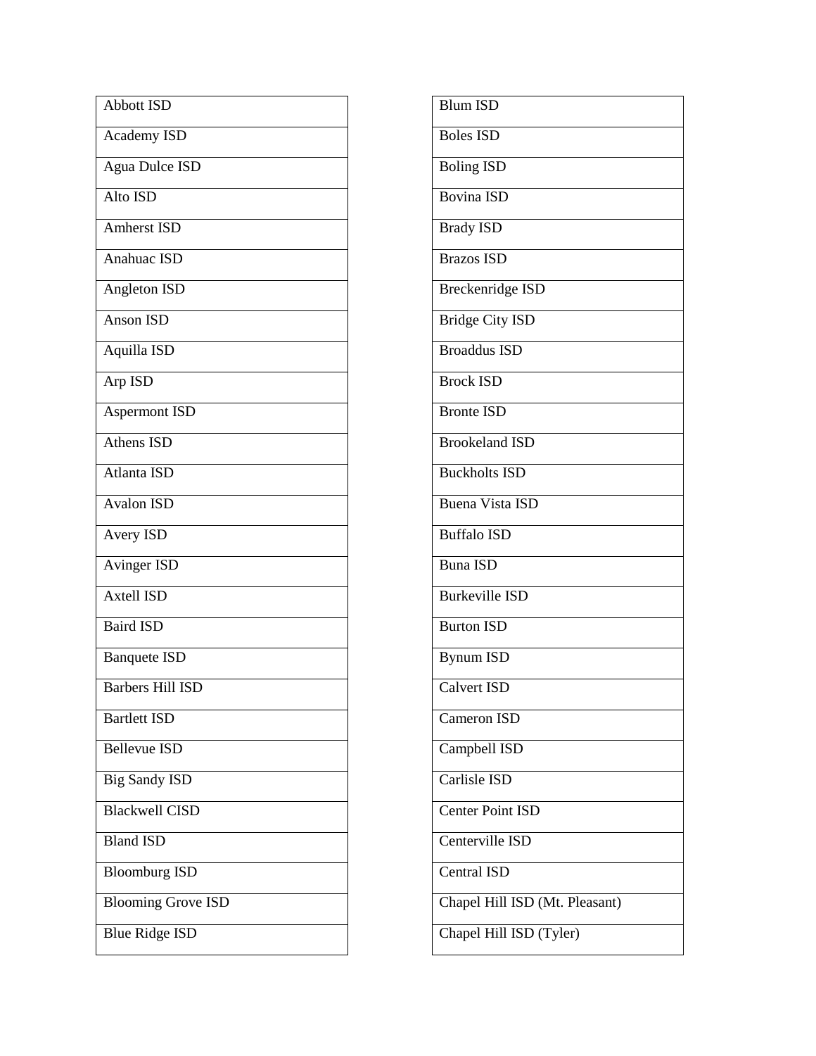| Abbott ISD |
|---|
| Academy ISD |
| Agua Dulce ISD |
| Alto ISD |
| Amherst ISD |
| Anahuac ISD |
| Angleton ISD |
| Anson ISD |
| Aquilla ISD |
| Arp ISD |
| Aspermont ISD |
| Athens ISD |
| Atlanta ISD |
| Avalon ISD |
| Avery ISD |
| Avinger ISD |
| Axtell ISD |
| Baird ISD |
| Banquete ISD |
| Barbers Hill ISD |
| Bartlett ISD |
| Bellevue ISD |
| Big Sandy ISD |
| Blackwell CISD |
| Bland ISD |
| Bloomburg ISD |
| Blooming Grove ISD |
| Blue Ridge ISD |

| Blum ISD |
|---|
| Boles ISD |
| Boling ISD |
| Bovina ISD |
| Brady ISD |
| Brazos ISD |
| Breckenridge ISD |
| Bridge City ISD |
| Broaddus ISD |
| Brock ISD |
| Bronte ISD |
| Brookeland ISD |
| Buckholts ISD |
| Buena Vista ISD |
| Buffalo ISD |
| Buna ISD |
| Burkeville ISD |
| Burton ISD |
| Bynum ISD |
| Calvert ISD |
| Cameron ISD |
| Campbell ISD |
| Carlisle ISD |
| Center Point ISD |
| Centerville ISD |
| Central ISD |
| Chapel Hill ISD (Mt. Pleasant) |
| Chapel Hill ISD (Tyler) |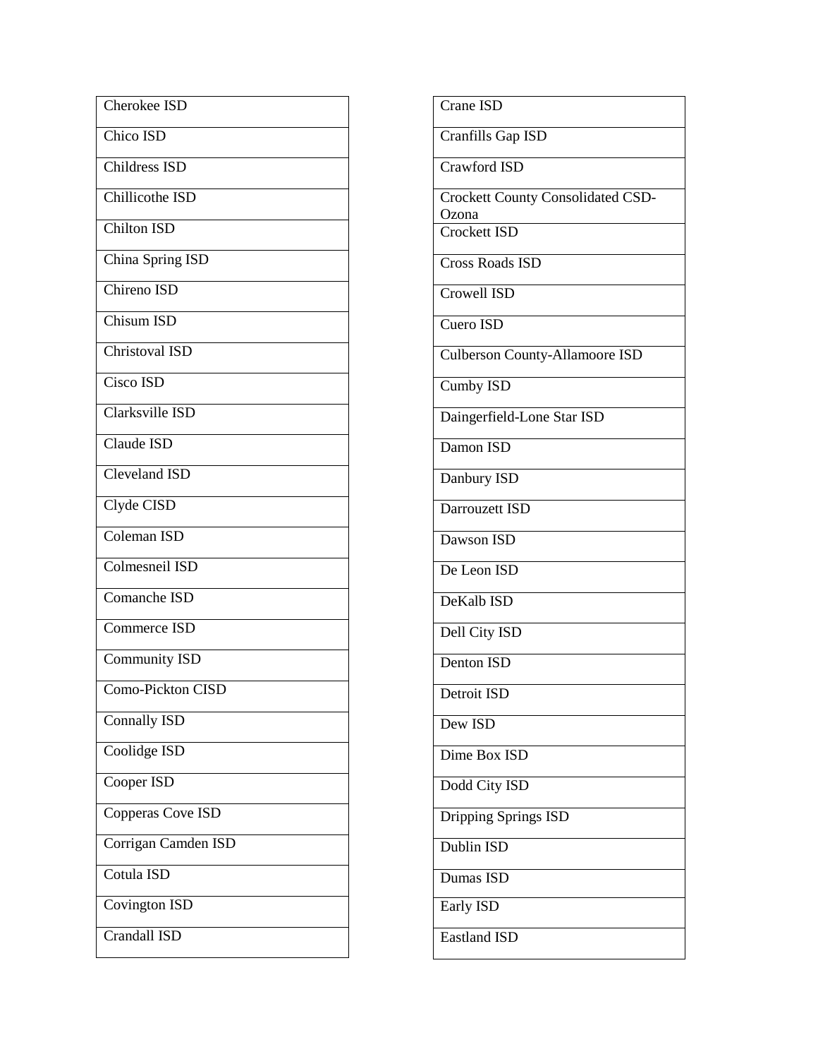| Cherokee ISD |
| --- |
| Chico ISD |
| Childress ISD |
| Chillicothe ISD |
| Chilton ISD |
| China Spring ISD |
| Chireno ISD |
| Chisum ISD |
| Christoval ISD |
| Cisco ISD |
| Clarksville ISD |
| Claude ISD |
| Cleveland ISD |
| Clyde CISD |
| Coleman ISD |
| Colmesneil ISD |
| Comanche ISD |
| Commerce ISD |
| Community ISD |
| Como-Pickton CISD |
| Connally ISD |
| Coolidge ISD |
| Cooper ISD |
| Copperas Cove ISD |
| Corrigan Camden ISD |
| Cotula ISD |
| Covington ISD |
| Crandall ISD |

| Crane ISD |
| --- |
| Cranfills Gap ISD |
| Crawford ISD |
| Crockett County Consolidated CSD-Ozona |
| Crockett ISD |
| Cross Roads ISD |
| Crowell ISD |
| Cuero ISD |
| Culberson County-Allamoore ISD |
| Cumby ISD |
| Daingerfield-Lone Star ISD |
| Damon ISD |
| Danbury ISD |
| Darrouzett ISD |
| Dawson ISD |
| De Leon ISD |
| DeKalb ISD |
| Dell City ISD |
| Denton ISD |
| Detroit ISD |
| Dew ISD |
| Dime Box ISD |
| Dodd City ISD |
| Dripping Springs ISD |
| Dublin ISD |
| Dumas ISD |
| Early ISD |
| Eastland ISD |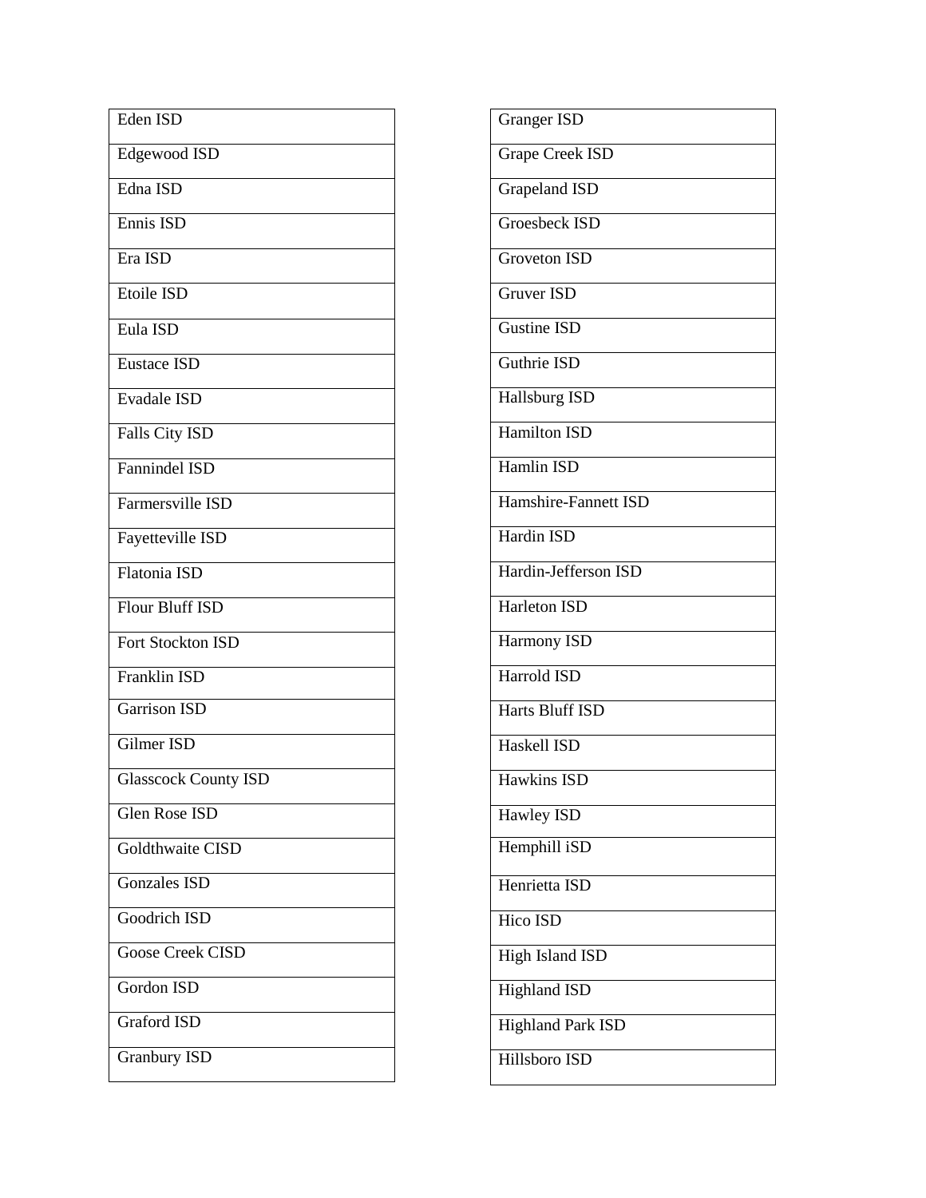| Eden ISD |
|---|
| Edgewood ISD |
| Edna ISD |
| Ennis ISD |
| Era ISD |
| Etoile ISD |
| Eula ISD |
| Eustace ISD |
| Evadale ISD |
| Falls City ISD |
| Fannindel ISD |
| Farmersville ISD |
| Fayetteville ISD |
| Flatonia ISD |
| Flour Bluff ISD |
| Fort Stockton ISD |
| Franklin ISD |
| Garrison ISD |
| Gilmer ISD |
| Glasscock County ISD |
| Glen Rose ISD |
| Goldthwaite CISD |
| Gonzales ISD |
| Goodrich ISD |
| Goose Creek CISD |
| Gordon ISD |
| Graford ISD |
| Granbury ISD |

| Granger ISD |
|---|
| Grape Creek ISD |
| Grapeland ISD |
| Groesbeck ISD |
| Groveton ISD |
| Gruver ISD |
| Gustine ISD |
| Guthrie ISD |
| Hallsburg ISD |
| Hamilton ISD |
| Hamlin ISD |
| Hamshire-Fannett ISD |
| Hardin ISD |
| Hardin-Jefferson ISD |
| Harleton ISD |
| Harmony ISD |
| Harrold ISD |
| Harts Bluff ISD |
| Haskell ISD |
| Hawkins ISD |
| Hawley ISD |
| Hemphill iSD |
| Henrietta ISD |
| Hico ISD |
| High Island ISD |
| Highland ISD |
| Highland Park ISD |
| Hillsboro ISD |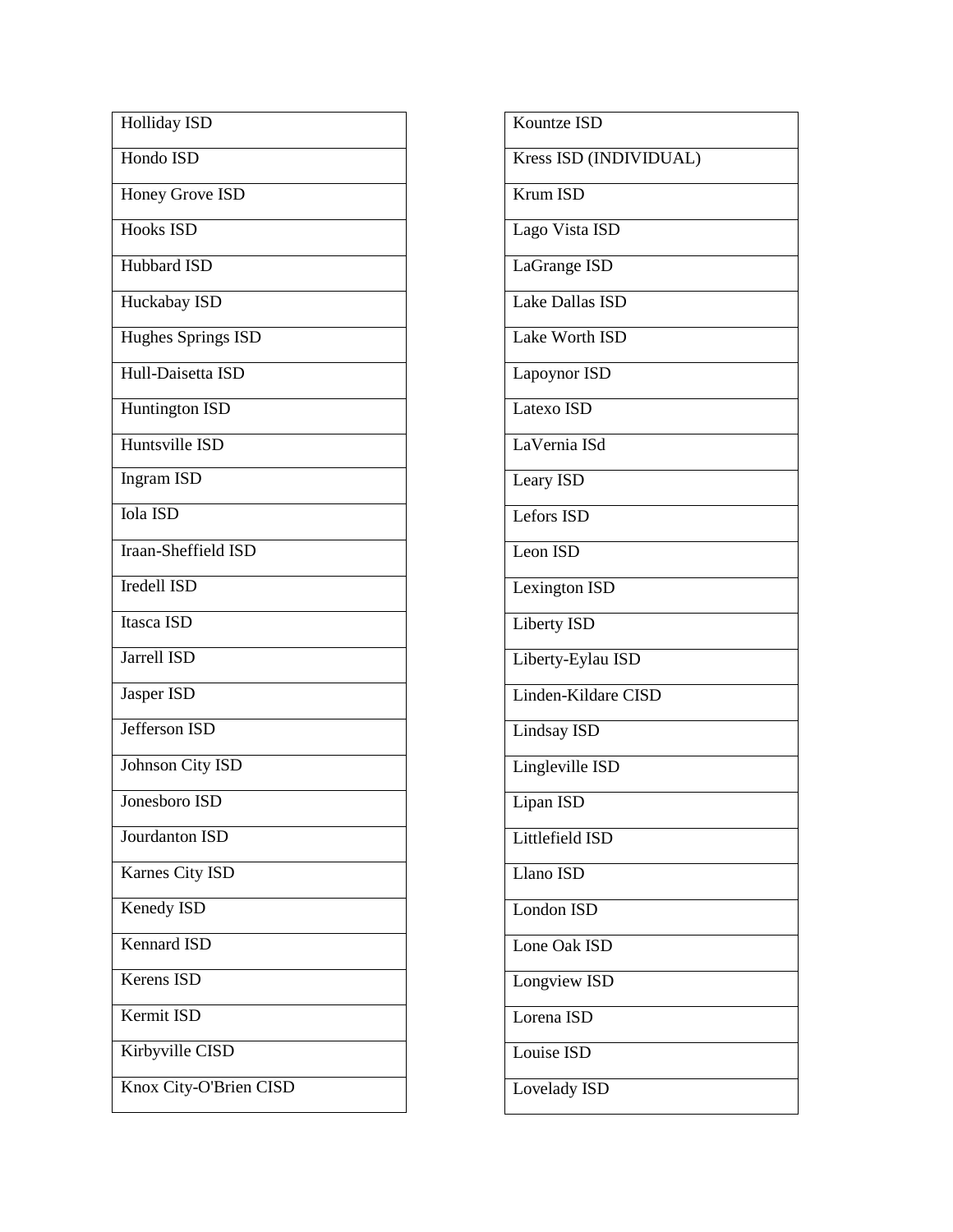| Holliday ISD |
|---|
| Hondo ISD |
| Honey Grove ISD |
| Hooks ISD |
| Hubbard ISD |
| Huckabay ISD |
| Hughes Springs ISD |
| Hull-Daisetta ISD |
| Huntington ISD |
| Huntsville ISD |
| Ingram ISD |
| Iola ISD |
| Iraan-Sheffield ISD |
| Iredell ISD |
| Itasca ISD |
| Jarrell ISD |
| Jasper ISD |
| Jefferson ISD |
| Johnson City ISD |
| Jonesboro ISD |
| Jourdanton ISD |
| Karnes City ISD |
| Kenedy ISD |
| Kennard ISD |
| Kerens ISD |
| Kermit ISD |
| Kirbyville CISD |
| Knox City-O'Brien CISD |

| Kountze ISD |
|---|
| Kress ISD (INDIVIDUAL) |
| Krum ISD |
| Lago Vista ISD |
| LaGrange ISD |
| Lake Dallas ISD |
| Lake Worth ISD |
| Lapoynor ISD |
| Latexo ISD |
| LaVernia ISd |
| Leary ISD |
| Lefors ISD |
| Leon ISD |
| Lexington ISD |
| Liberty ISD |
| Liberty-Eylau ISD |
| Linden-Kildare CISD |
| Lindsay ISD |
| Lingleville ISD |
| Lipan ISD |
| Littlefield ISD |
| Llano ISD |
| London ISD |
| Lone Oak ISD |
| Longview ISD |
| Lorena ISD |
| Louise ISD |
| Lovelady ISD |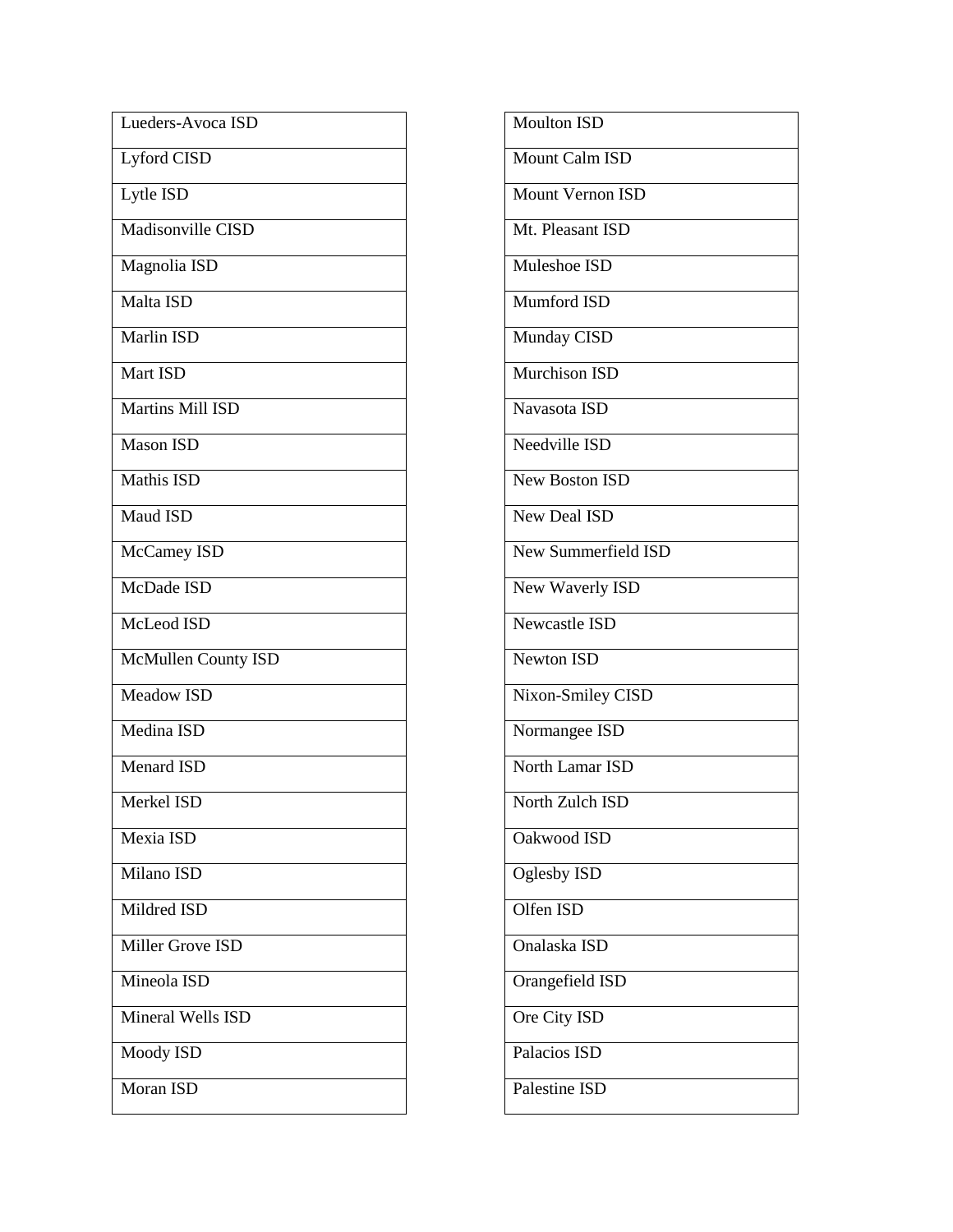| Lueders-Avoca ISD |
|---|
| Lyford CISD |
| Lytle ISD |
| Madisonville CISD |
| Magnolia ISD |
| Malta ISD |
| Marlin ISD |
| Mart ISD |
| Martins Mill ISD |
| Mason ISD |
| Mathis ISD |
| Maud ISD |
| McCamey ISD |
| McDade ISD |
| McLeod ISD |
| McMullen County ISD |
| Meadow ISD |
| Medina ISD |
| Menard ISD |
| Merkel ISD |
| Mexia ISD |
| Milano ISD |
| Mildred ISD |
| Miller Grove ISD |
| Mineola ISD |
| Mineral Wells ISD |
| Moody ISD |
| Moran ISD |

| Moulton ISD |
|---|
| Mount Calm ISD |
| Mount Vernon ISD |
| Mt. Pleasant ISD |
| Muleshoe ISD |
| Mumford ISD |
| Munday CISD |
| Murchison ISD |
| Navasota ISD |
| Needville ISD |
| New Boston ISD |
| New Deal ISD |
| New Summerfield ISD |
| New Waverly ISD |
| Newcastle ISD |
| Newton ISD |
| Nixon-Smiley CISD |
| Normangee ISD |
| North Lamar ISD |
| North Zulch ISD |
| Oakwood ISD |
| Oglesby ISD |
| Olfen ISD |
| Onalaska ISD |
| Orangefield ISD |
| Ore City ISD |
| Palacios ISD |
| Palestine ISD |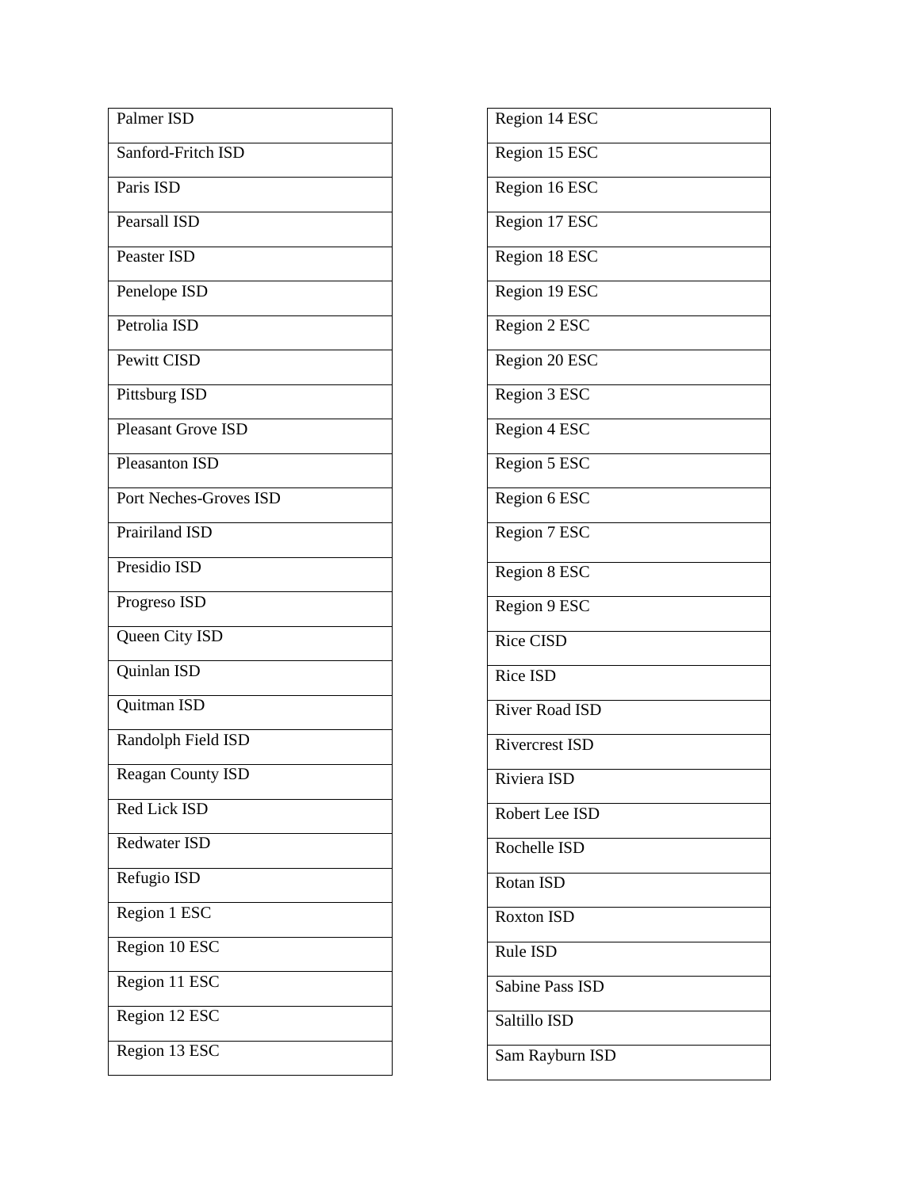| Palmer ISD |
|---|
| Sanford-Fritch ISD |
| Paris ISD |
| Pearsall ISD |
| Peaster ISD |
| Penelope ISD |
| Petrolia ISD |
| Pewitt CISD |
| Pittsburg ISD |
| Pleasant Grove ISD |
| Pleasanton ISD |
| Port Neches-Groves ISD |
| Prairiland ISD |
| Presidio ISD |
| Progreso ISD |
| Queen City ISD |
| Quinlan ISD |
| Quitman ISD |
| Randolph Field ISD |
| Reagan County ISD |
| Red Lick ISD |
| Redwater ISD |
| Refugio ISD |
| Region 1 ESC |
| Region 10 ESC |
| Region 11 ESC |
| Region 12 ESC |
| Region 13 ESC |

| Region 14 ESC |
|---|
| Region 15 ESC |
| Region 16 ESC |
| Region 17 ESC |
| Region 18 ESC |
| Region 19 ESC |
| Region 2 ESC |
| Region 20 ESC |
| Region 3 ESC |
| Region 4 ESC |
| Region 5 ESC |
| Region 6 ESC |
| Region 7 ESC |
| Region 8 ESC |
| Region 9 ESC |
| Rice CISD |
| Rice ISD |
| River Road ISD |
| Rivercrest ISD |
| Riviera ISD |
| Robert Lee ISD |
| Rochelle ISD |
| Rotan ISD |
| Roxton ISD |
| Rule ISD |
| Sabine Pass ISD |
| Saltillo ISD |
| Sam Rayburn ISD |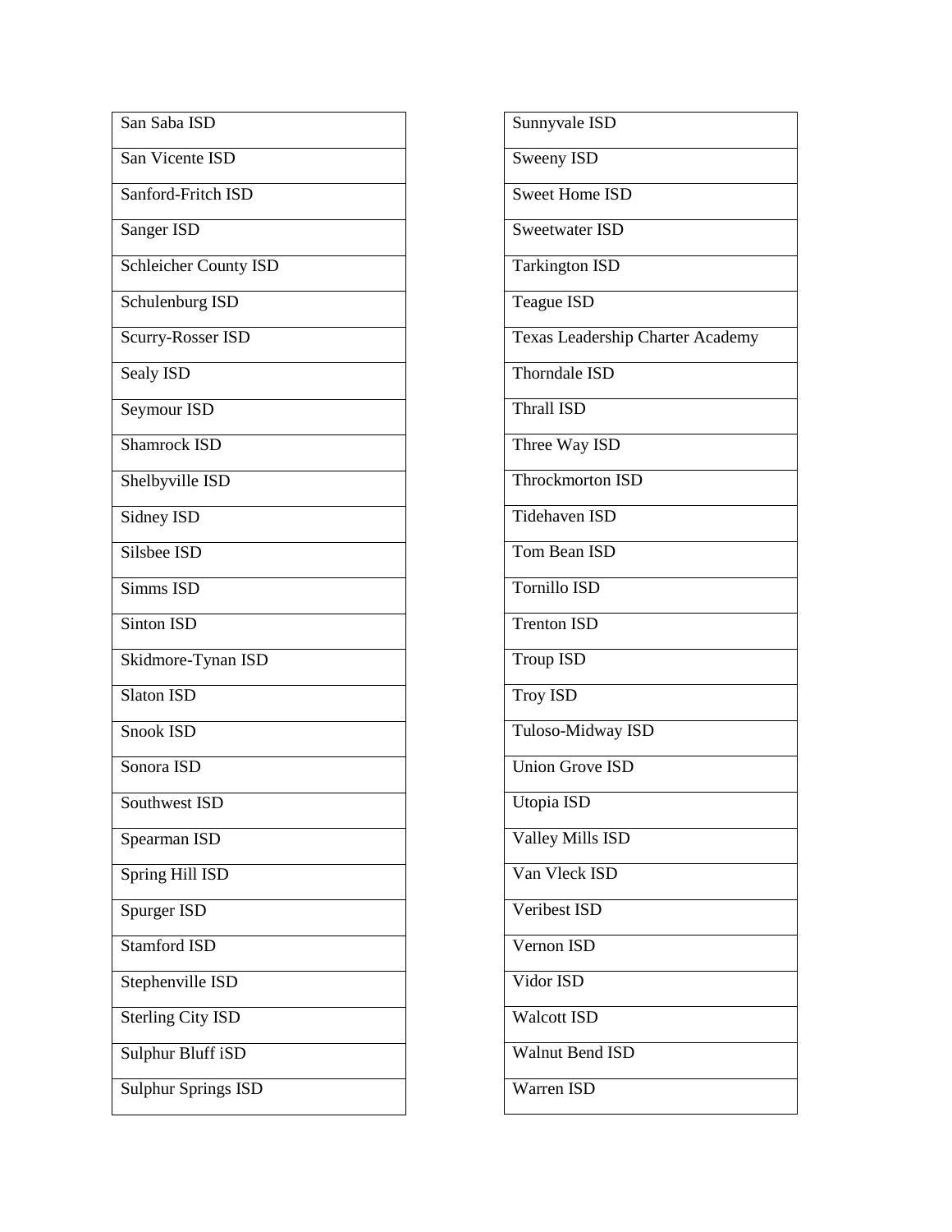| San Saba ISD |
|---|
| San Vicente ISD |
| Sanford-Fritch ISD |
| Sanger ISD |
| Schleicher County ISD |
| Schulenburg ISD |
| Scurry-Rosser ISD |
| Sealy ISD |
| Seymour ISD |
| Shamrock ISD |
| Shelbyville ISD |
| Sidney ISD |
| Silsbee ISD |
| Simms ISD |
| Sinton ISD |
| Skidmore-Tynan ISD |
| Slaton ISD |
| Snook ISD |
| Sonora ISD |
| Southwest ISD |
| Spearman ISD |
| Spring Hill ISD |
| Spurger ISD |
| Stamford ISD |
| Stephenville ISD |
| Sterling City ISD |
| Sulphur Bluff iSD |
| Sulphur Springs ISD |

| Sunnyvale ISD |
|---|
| Sweeny ISD |
| Sweet Home ISD |
| Sweetwater ISD |
| Tarkington ISD |
| Teague ISD |
| Texas Leadership Charter Academy |
| Thorndale ISD |
| Thrall ISD |
| Three Way ISD |
| Throckmorton ISD |
| Tidehaven ISD |
| Tom Bean ISD |
| Tornillo ISD |
| Trenton ISD |
| Troup ISD |
| Troy ISD |
| Tuloso-Midway ISD |
| Union Grove ISD |
| Utopia ISD |
| Valley Mills ISD |
| Van Vleck ISD |
| Veribest ISD |
| Vernon ISD |
| Vidor ISD |
| Walcott ISD |
| Walnut Bend ISD |
| Warren ISD |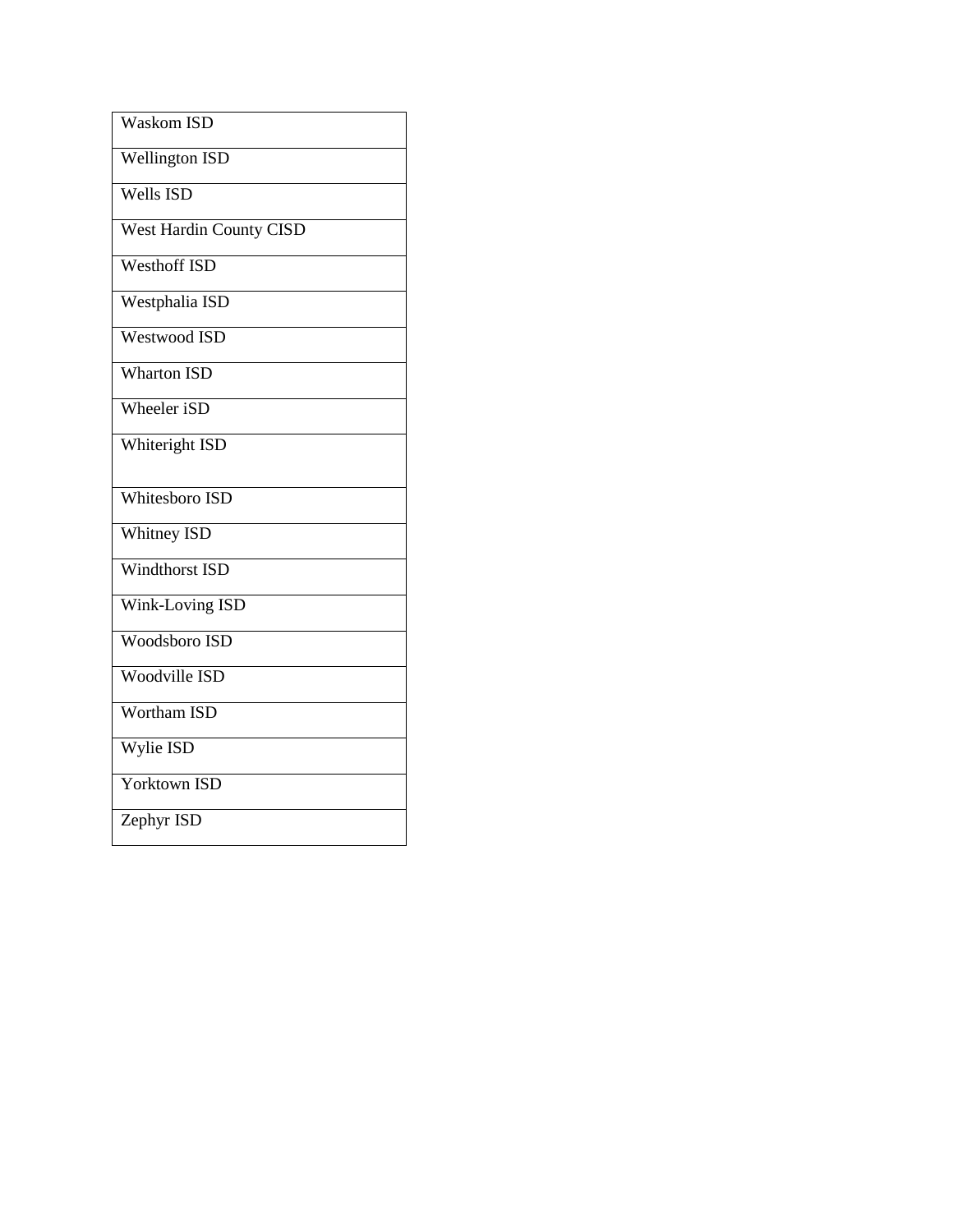| |
|---|
| Waskom ISD |
| Wellington ISD |
| Wells ISD |
| West Hardin County CISD |
| Westhoff ISD |
| Westphalia ISD |
| Westwood ISD |
| Wharton ISD |
| Wheeler iSD |
| Whiteright ISD |
| Whitesboro ISD |
| Whitney ISD |
| Windthorst ISD |
| Wink-Loving ISD |
| Woodsboro ISD |
| Woodville ISD |
| Wortham ISD |
| Wylie ISD |
| Yorktown ISD |
| Zephyr ISD |